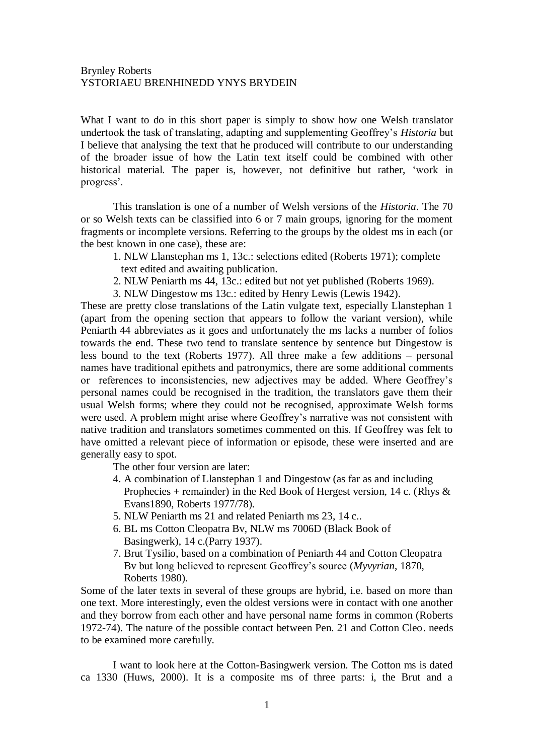Brynley Roberts
YSTORIAEU BRENHINEDD YNYS BRYDEIN

What I want to do in this short paper is simply to show how one Welsh translator undertook the task of translating, adapting and supplementing Geoffrey's *Historia* but I believe that analysing the text that he produced will contribute to our understanding of the broader issue of how the Latin text itself could be combined with other historical material. The paper is, however, not definitive but rather, 'work in progress'.

This translation is one of a number of Welsh versions of the *Historia*. The 70 or so Welsh texts can be classified into 6 or 7 main groups, ignoring for the moment fragments or incomplete versions. Referring to the groups by the oldest ms in each (or the best known in one case), these are:

1. NLW Llanstephan ms 1, 13c.: selections edited (Roberts 1971); complete text edited and awaiting publication.
2. NLW Peniarth ms 44, 13c.: edited but not yet published (Roberts 1969).
3. NLW Dingestow ms 13c.: edited by Henry Lewis (Lewis 1942).

These are pretty close translations of the Latin vulgate text, especially Llanstephan 1 (apart from the opening section that appears to follow the variant version), while Peniarth 44 abbreviates as it goes and unfortunately the ms lacks a number of folios towards the end. These two tend to translate sentence by sentence but Dingestow is less bound to the text (Roberts 1977). All three make a few additions – personal names have traditional epithets and patronymics, there are some additional comments or references to inconsistencies, new adjectives may be added. Where Geoffrey's personal names could be recognised in the tradition, the translators gave them their usual Welsh forms; where they could not be recognised, approximate Welsh forms were used. A problem might arise where Geoffrey's narrative was not consistent with native tradition and translators sometimes commented on this. If Geoffrey was felt to have omitted a relevant piece of information or episode, these were inserted and are generally easy to spot.

The other four version are later:

4. A combination of Llanstephan 1 and Dingestow (as far as and including Prophecies + remainder) in the Red Book of Hergest version, 14 c. (Rhys & Evans1890, Roberts 1977/78).
5. NLW Peniarth ms 21 and related Peniarth ms 23, 14 c..
6. BL ms Cotton Cleopatra Bv, NLW ms 7006D (Black Book of Basingwerk), 14 c.(Parry 1937).
7. Brut Tysilio, based on a combination of Peniarth 44 and Cotton Cleopatra Bv but long believed to represent Geoffrey's source (*Myvyrian*, 1870, Roberts 1980).

Some of the later texts in several of these groups are hybrid, i.e. based on more than one text. More interestingly, even the oldest versions were in contact with one another and they borrow from each other and have personal name forms in common (Roberts 1972-74). The nature of the possible contact between Pen. 21 and Cotton Cleo. needs to be examined more carefully.

I want to look here at the Cotton-Basingwerk version. The Cotton ms is dated ca 1330 (Huws, 2000). It is a composite ms of three parts: i, the Brut and a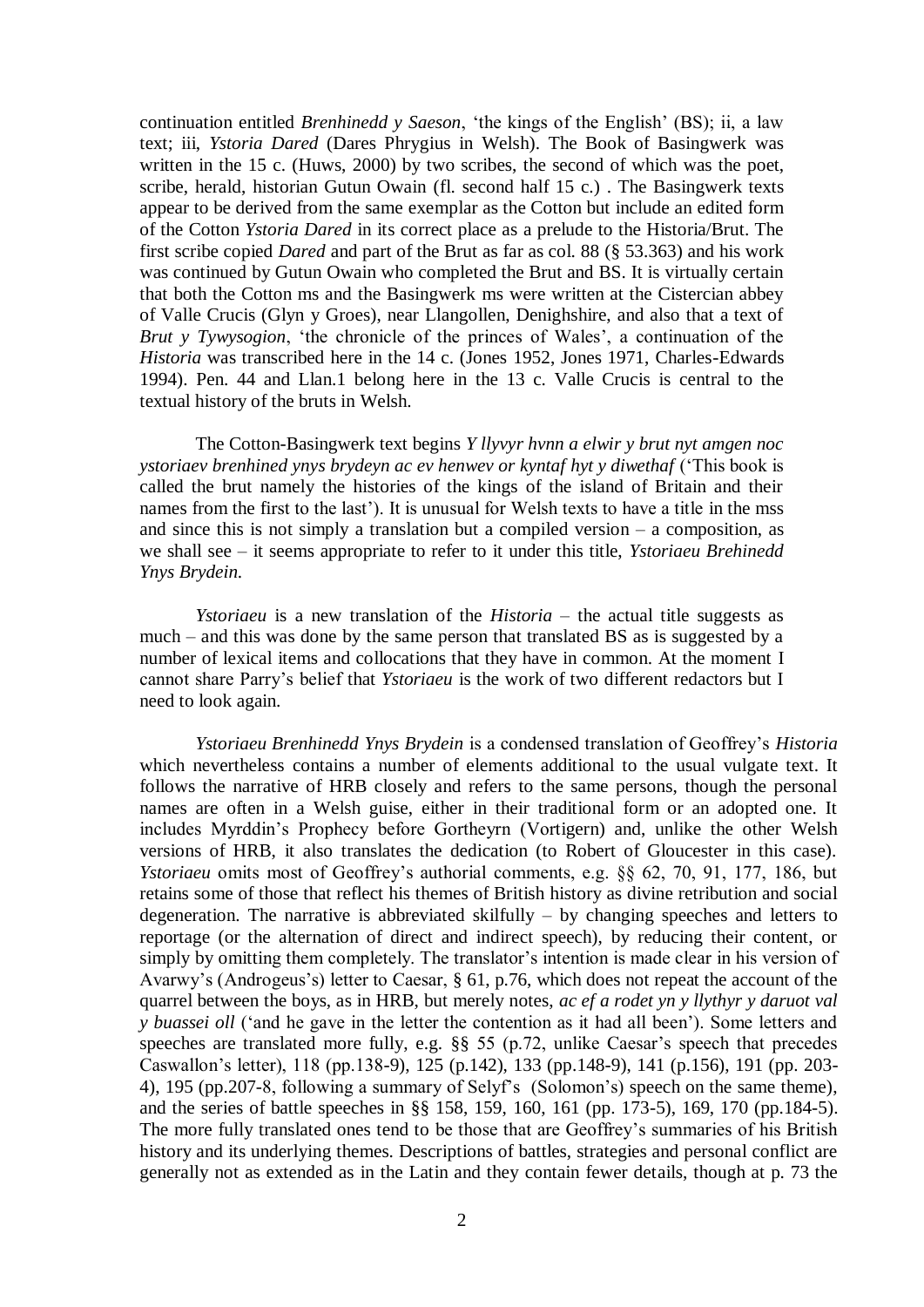continuation entitled *Brenhinedd y Saeson*, 'the kings of the English' (BS); ii, a law text; iii, *Ystoria Dared* (Dares Phrygius in Welsh). The Book of Basingwerk was written in the 15 c. (Huws, 2000) by two scribes, the second of which was the poet, scribe, herald, historian Gutun Owain (fl. second half 15 c.) . The Basingwerk texts appear to be derived from the same exemplar as the Cotton but include an edited form of the Cotton *Ystoria Dared* in its correct place as a prelude to the Historia/Brut. The first scribe copied *Dared* and part of the Brut as far as col. 88 (§ 53.363) and his work was continued by Gutun Owain who completed the Brut and BS. It is virtually certain that both the Cotton ms and the Basingwerk ms were written at the Cistercian abbey of Valle Crucis (Glyn y Groes), near Llangollen, Denighshire, and also that a text of *Brut y Tywysogion*, 'the chronicle of the princes of Wales', a continuation of the *Historia* was transcribed here in the 14 c. (Jones 1952, Jones 1971, Charles-Edwards 1994). Pen. 44 and Llan.1 belong here in the 13 c. Valle Crucis is central to the textual history of the bruts in Welsh.

The Cotton-Basingwerk text begins *Y llyvyr hvnn a elwir y brut nyt amgen noc ystoriaev brenhined ynys brydeyn ac ev henwev or kyntaf hyt y diwethaf* ('This book is called the brut namely the histories of the kings of the island of Britain and their names from the first to the last'). It is unusual for Welsh texts to have a title in the mss and since this is not simply a translation but a compiled version – a composition, as we shall see – it seems appropriate to refer to it under this title, *Ystoriaeu Brehinedd Ynys Brydein*.

*Ystoriaeu* is a new translation of the *Historia* – the actual title suggests as much – and this was done by the same person that translated BS as is suggested by a number of lexical items and collocations that they have in common. At the moment I cannot share Parry's belief that *Ystoriaeu* is the work of two different redactors but I need to look again.

*Ystoriaeu Brenhinedd Ynys Brydein* is a condensed translation of Geoffrey's *Historia* which nevertheless contains a number of elements additional to the usual vulgate text. It follows the narrative of HRB closely and refers to the same persons, though the personal names are often in a Welsh guise, either in their traditional form or an adopted one. It includes Myrddin's Prophecy before Gortheyrn (Vortigern) and, unlike the other Welsh versions of HRB, it also translates the dedication (to Robert of Gloucester in this case). *Ystoriaeu* omits most of Geoffrey's authorial comments, e.g. §§ 62, 70, 91, 177, 186, but retains some of those that reflect his themes of British history as divine retribution and social degeneration. The narrative is abbreviated skilfully – by changing speeches and letters to reportage (or the alternation of direct and indirect speech), by reducing their content, or simply by omitting them completely. The translator's intention is made clear in his version of Avarwy's (Androgeus's) letter to Caesar, § 61, p.76, which does not repeat the account of the quarrel between the boys, as in HRB, but merely notes, *ac ef a rodet yn y llythyr y daruot val y buassei oll* ('and he gave in the letter the contention as it had all been'). Some letters and speeches are translated more fully, e.g. §§ 55 (p.72, unlike Caesar's speech that precedes Caswallon's letter), 118 (pp.138-9), 125 (p.142), 133 (pp.148-9), 141 (p.156), 191 (pp. 203-4), 195 (pp.207-8, following a summary of Selyf's (Solomon's) speech on the same theme), and the series of battle speeches in §§ 158, 159, 160, 161 (pp. 173-5), 169, 170 (pp.184-5). The more fully translated ones tend to be those that are Geoffrey's summaries of his British history and its underlying themes. Descriptions of battles, strategies and personal conflict are generally not as extended as in the Latin and they contain fewer details, though at p. 73 the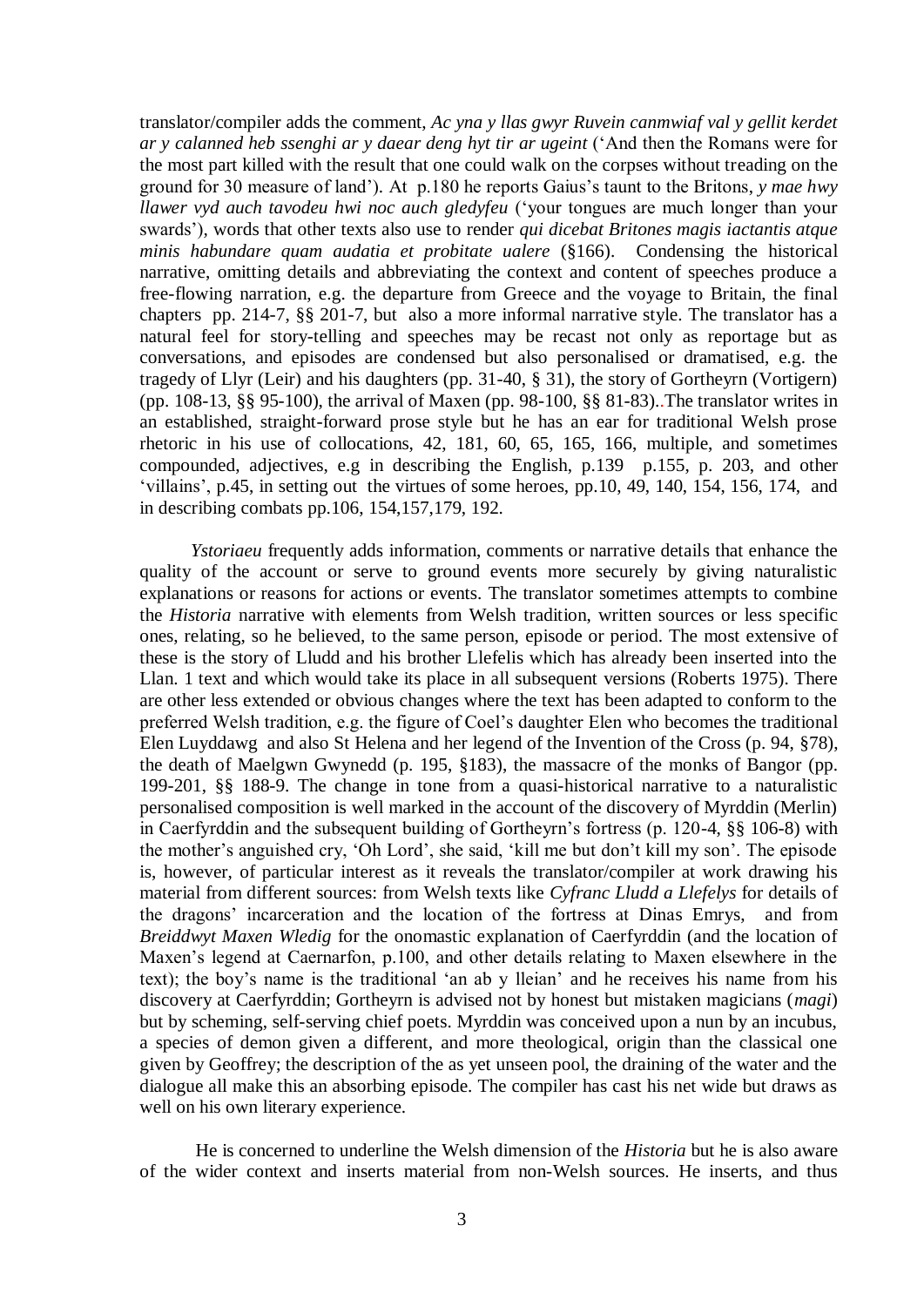translator/compiler adds the comment, *Ac yna y llas gwyr Ruvein canmwiaf val y gellit kerdet ar y calanned heb ssenghi ar y daear deng hyt tir ar ugeint* ('And then the Romans were for the most part killed with the result that one could walk on the corpses without treading on the ground for 30 measure of land'). At p.180 he reports Gaius's taunt to the Britons, *y mae hwy llawer vyd auch tavodeu hwi noc auch gledyfeu* ('your tongues are much longer than your swards'), words that other texts also use to render *qui dicebat Britones magis iactantis atque minis habundare quam audatia et probitate ualere* (§166). Condensing the historical narrative, omitting details and abbreviating the context and content of speeches produce a free-flowing narration, e.g. the departure from Greece and the voyage to Britain, the final chapters pp. 214-7, §§ 201-7, but also a more informal narrative style. The translator has a natural feel for story-telling and speeches may be recast not only as reportage but as conversations, and episodes are condensed but also personalised or dramatised, e.g. the tragedy of Llyr (Leir) and his daughters (pp. 31-40, § 31), the story of Gortheyrn (Vortigern) (pp. 108-13, §§ 95-100), the arrival of Maxen (pp. 98-100, §§ 81-83)..The translator writes in an established, straight-forward prose style but he has an ear for traditional Welsh prose rhetoric in his use of collocations, 42, 181, 60, 65, 165, 166, multiple, and sometimes compounded, adjectives, e.g in describing the English, p.139 p.155, p. 203, and other 'villains', p.45, in setting out the virtues of some heroes, pp.10, 49, 140, 154, 156, 174, and in describing combats pp.106, 154,157,179, 192.

*Ystoriaeu* frequently adds information, comments or narrative details that enhance the quality of the account or serve to ground events more securely by giving naturalistic explanations or reasons for actions or events. The translator sometimes attempts to combine the *Historia* narrative with elements from Welsh tradition, written sources or less specific ones, relating, so he believed, to the same person, episode or period. The most extensive of these is the story of Lludd and his brother Llefelis which has already been inserted into the Llan. 1 text and which would take its place in all subsequent versions (Roberts 1975). There are other less extended or obvious changes where the text has been adapted to conform to the preferred Welsh tradition, e.g. the figure of Coel's daughter Elen who becomes the traditional Elen Luyddawg and also St Helena and her legend of the Invention of the Cross (p. 94, §78), the death of Maelgwn Gwynedd (p. 195, §183), the massacre of the monks of Bangor (pp. 199-201, §§ 188-9. The change in tone from a quasi-historical narrative to a naturalistic personalised composition is well marked in the account of the discovery of Myrddin (Merlin) in Caerfyrddin and the subsequent building of Gortheyrn's fortress (p. 120-4, §§ 106-8) with the mother's anguished cry, 'Oh Lord', she said, 'kill me but don't kill my son'. The episode is, however, of particular interest as it reveals the translator/compiler at work drawing his material from different sources: from Welsh texts like *Cyfranc Lludd a Llefelys* for details of the dragons' incarceration and the location of the fortress at Dinas Emrys, and from *Breiddwyt Maxen Wledig* for the onomastic explanation of Caerfyrddin (and the location of Maxen's legend at Caernarfon, p.100, and other details relating to Maxen elsewhere in the text); the boy's name is the traditional 'an ab y lleian' and he receives his name from his discovery at Caerfyrddin; Gortheyrn is advised not by honest but mistaken magicians (*magi*) but by scheming, self-serving chief poets. Myrddin was conceived upon a nun by an incubus, a species of demon given a different, and more theological, origin than the classical one given by Geoffrey; the description of the as yet unseen pool, the draining of the water and the dialogue all make this an absorbing episode. The compiler has cast his net wide but draws as well on his own literary experience.

He is concerned to underline the Welsh dimension of the *Historia* but he is also aware of the wider context and inserts material from non-Welsh sources. He inserts, and thus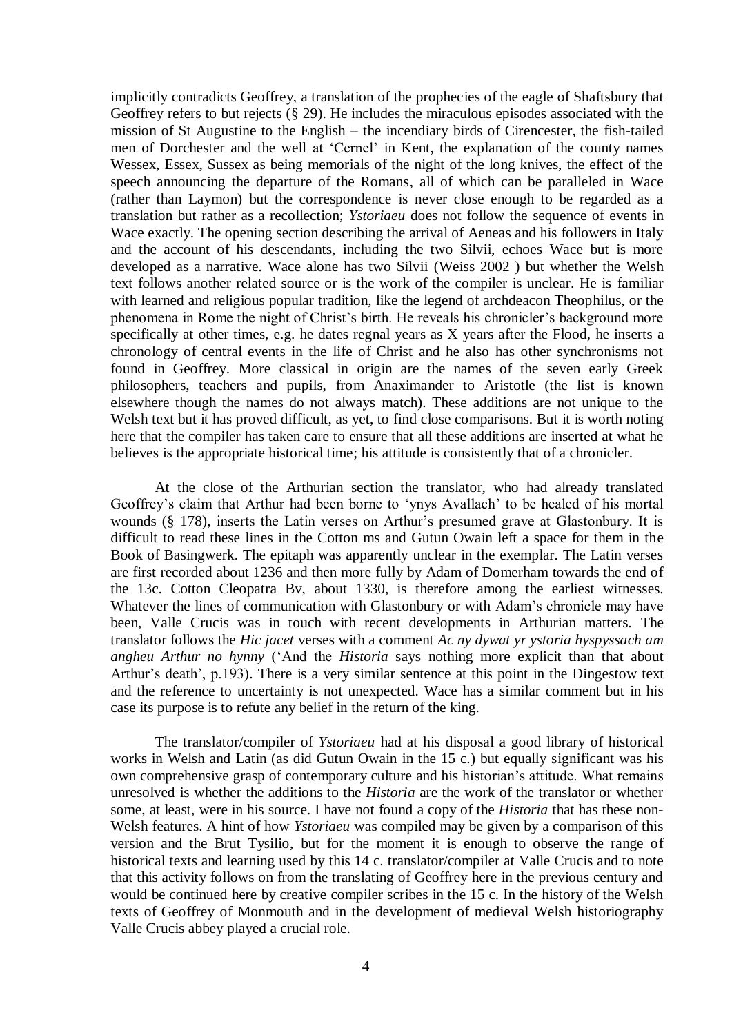implicitly contradicts Geoffrey, a translation of the prophecies of the eagle of Shaftsbury that Geoffrey refers to but rejects (§ 29). He includes the miraculous episodes associated with the mission of St Augustine to the English – the incendiary birds of Cirencester, the fish-tailed men of Dorchester and the well at 'Cernel' in Kent, the explanation of the county names Wessex, Essex, Sussex as being memorials of the night of the long knives, the effect of the speech announcing the departure of the Romans, all of which can be paralleled in Wace (rather than Laymon) but the correspondence is never close enough to be regarded as a translation but rather as a recollection; *Ystoriaeu* does not follow the sequence of events in Wace exactly. The opening section describing the arrival of Aeneas and his followers in Italy and the account of his descendants, including the two Silvii, echoes Wace but is more developed as a narrative. Wace alone has two Silvii (Weiss 2002 ) but whether the Welsh text follows another related source or is the work of the compiler is unclear. He is familiar with learned and religious popular tradition, like the legend of archdeacon Theophilus, or the phenomena in Rome the night of Christ's birth. He reveals his chronicler's background more specifically at other times, e.g. he dates regnal years as X years after the Flood, he inserts a chronology of central events in the life of Christ and he also has other synchronisms not found in Geoffrey. More classical in origin are the names of the seven early Greek philosophers, teachers and pupils, from Anaximander to Aristotle (the list is known elsewhere though the names do not always match). These additions are not unique to the Welsh text but it has proved difficult, as yet, to find close comparisons. But it is worth noting here that the compiler has taken care to ensure that all these additions are inserted at what he believes is the appropriate historical time; his attitude is consistently that of a chronicler.

At the close of the Arthurian section the translator, who had already translated Geoffrey's claim that Arthur had been borne to 'ynys Avallach' to be healed of his mortal wounds (§ 178), inserts the Latin verses on Arthur's presumed grave at Glastonbury. It is difficult to read these lines in the Cotton ms and Gutun Owain left a space for them in the Book of Basingwerk. The epitaph was apparently unclear in the exemplar. The Latin verses are first recorded about 1236 and then more fully by Adam of Domerham towards the end of the 13c. Cotton Cleopatra Bv, about 1330, is therefore among the earliest witnesses. Whatever the lines of communication with Glastonbury or with Adam's chronicle may have been, Valle Crucis was in touch with recent developments in Arthurian matters. The translator follows the *Hic jacet* verses with a comment *Ac ny dywat yr ystoria hyspyssach am angheu Arthur no hynny* ('And the *Historia* says nothing more explicit than that about Arthur's death', p.193). There is a very similar sentence at this point in the Dingestow text and the reference to uncertainty is not unexpected. Wace has a similar comment but in his case its purpose is to refute any belief in the return of the king.

The translator/compiler of *Ystoriaeu* had at his disposal a good library of historical works in Welsh and Latin (as did Gutun Owain in the 15 c.) but equally significant was his own comprehensive grasp of contemporary culture and his historian's attitude. What remains unresolved is whether the additions to the *Historia* are the work of the translator or whether some, at least, were in his source. I have not found a copy of the *Historia* that has these non-Welsh features. A hint of how *Ystoriaeu* was compiled may be given by a comparison of this version and the Brut Tysilio, but for the moment it is enough to observe the range of historical texts and learning used by this 14 c. translator/compiler at Valle Crucis and to note that this activity follows on from the translating of Geoffrey here in the previous century and would be continued here by creative compiler scribes in the 15 c. In the history of the Welsh texts of Geoffrey of Monmouth and in the development of medieval Welsh historiography Valle Crucis abbey played a crucial role.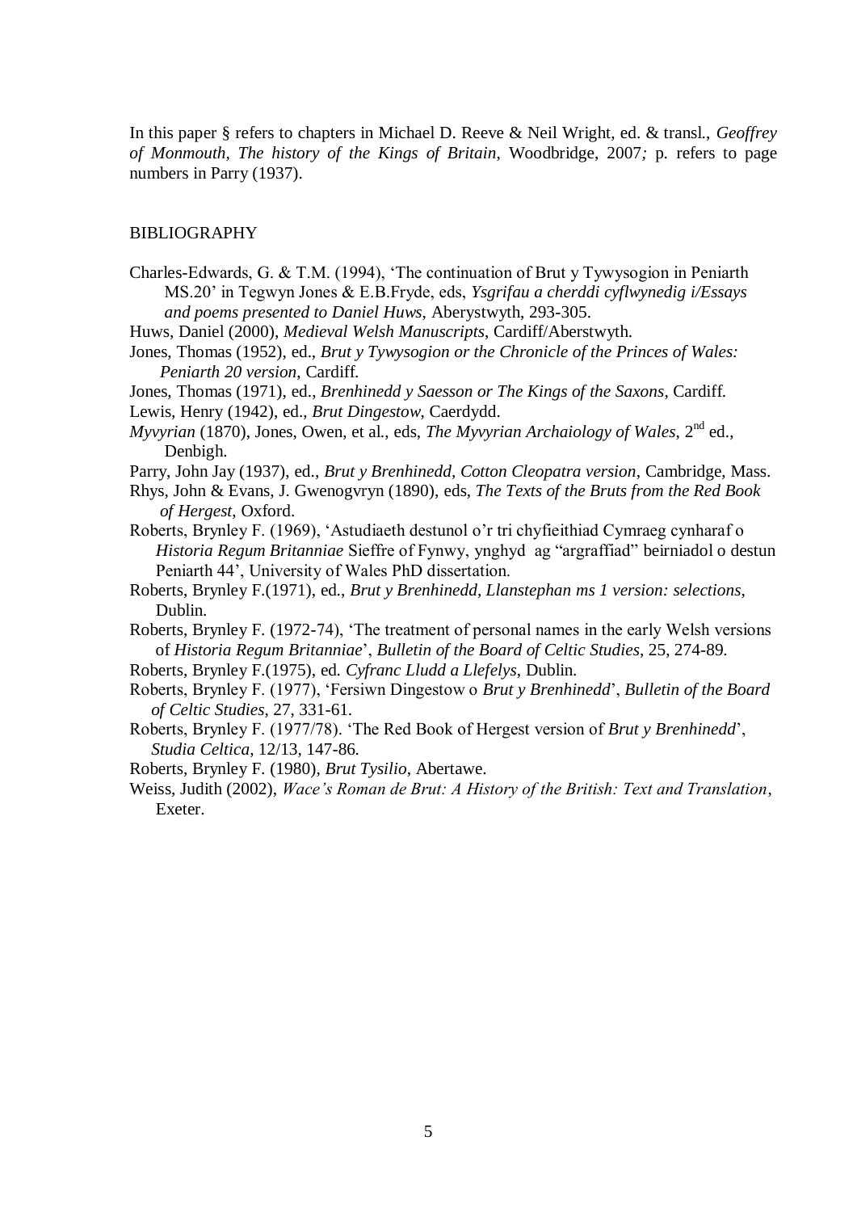In this paper § refers to chapters in Michael D. Reeve & Neil Wright, ed. & transl., *Geoffrey of Monmouth, The history of the Kings of Britain*, Woodbridge, 2007*;* p. refers to page numbers in Parry (1937).

## BIBLIOGRAPHY

Charles-Edwards, G. & T.M. (1994), 'The continuation of Brut y Tywysogion in Peniarth MS.20' in Tegwyn Jones & E.B.Fryde, eds, *Ysgrifau a cherddi cyflwynedig i/Essays and poems presented to Daniel Huws*, Aberystwyth, 293-305.

Huws, Daniel (2000), *Medieval Welsh Manuscripts*, Cardiff/Aberstwyth.

Jones, Thomas (1952), ed., *Brut y Tywysogion or the Chronicle of the Princes of Wales: Peniarth 20 version*, Cardiff.

Jones, Thomas (1971), ed., *Brenhinedd y Saesson or The Kings of the Saxons*, Cardiff.

Lewis, Henry (1942), ed., *Brut Dingestow*, Caerdydd.

*Myvyrian* (1870), Jones, Owen, et al., eds, *The Myvyrian Archaiology of Wales*, 2nd ed., Denbigh.

Parry, John Jay (1937), ed., *Brut y Brenhinedd, Cotton Cleopatra version*, Cambridge, Mass.

Rhys, John & Evans, J. Gwenogvryn (1890), eds, *The Texts of the Bruts from the Red Book of Hergest*, Oxford.

Roberts, Brynley F. (1969), 'Astudiaeth destunol o'r tri chyfieithiad Cymraeg cynharaf o *Historia Regum Britanniae* Sieffre of Fynwy, ynghyd ag "argraffiad" beirniadol o destun Peniarth 44', University of Wales PhD dissertation.

Roberts, Brynley F.(1971), ed., *Brut y Brenhinedd, Llanstephan ms 1 version: selections*, Dublin.

Roberts, Brynley F. (1972-74), 'The treatment of personal names in the early Welsh versions of *Historia Regum Britanniae*', *Bulletin of the Board of Celtic Studies*, 25, 274-89.

Roberts, Brynley F.(1975), ed. *Cyfranc Lludd a Llefelys*, Dublin.

Roberts, Brynley F. (1977), 'Fersiwn Dingestow o *Brut y Brenhinedd*', *Bulletin of the Board of Celtic Studies*, 27, 331-61.

Roberts, Brynley F. (1977/78). 'The Red Book of Hergest version of *Brut y Brenhinedd*', *Studia Celtica*, 12/13, 147-86.

Roberts, Brynley F. (1980), *Brut Tysilio*, Abertawe.

Weiss, Judith (2002), *Wace's Roman de Brut: A History of the British: Text and Translation*, Exeter.